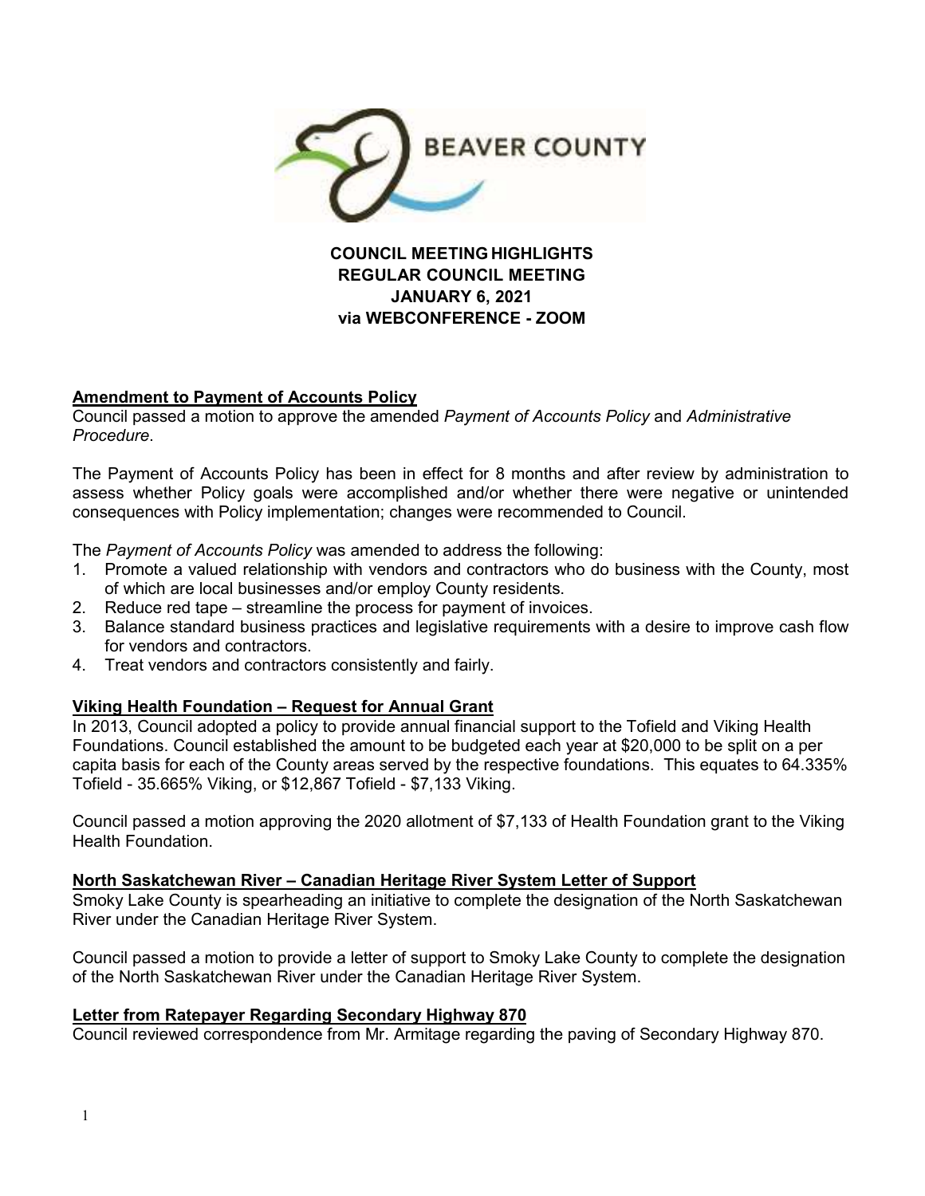BEAVER COUNTY

**COUNCIL MEETING HIGHLIGHTS**
**REGULAR COUNCIL MEETING**
**JANUARY 6, 2021**
**via WEBCONFERENCE - ZOOM**

## Amendment to Payment of Accounts Policy

Council passed a motion to approve the amended *Payment of Accounts Policy* and *Administrative Procedure*.

The Payment of Accounts Policy has been in effect for 8 months and after review by administration to assess whether Policy goals were accomplished and/or whether there were negative or unintended consequences with Policy implementation; changes were recommended to Council.

The *Payment of Accounts Policy* was amended to address the following:

1. Promote a valued relationship with vendors and contractors who do business with the County, most of which are local businesses and/or employ County residents.
2. Reduce red tape – streamline the process for payment of invoices.
3. Balance standard business practices and legislative requirements with a desire to improve cash flow for vendors and contractors.
4. Treat vendors and contractors consistently and fairly.

## Viking Health Foundation – Request for Annual Grant

In 2013, Council adopted a policy to provide annual financial support to the Tofield and Viking Health Foundations. Council established the amount to be budgeted each year at $20,000 to be split on a per capita basis for each of the County areas served by the respective foundations. This equates to 64.335% Tofield - 35.665% Viking, or $12,867 Tofield - $7,133 Viking.

Council passed a motion approving the 2020 allotment of $7,133 of Health Foundation grant to the Viking Health Foundation.

## North Saskatchewan River – Canadian Heritage River System Letter of Support

Smoky Lake County is spearheading an initiative to complete the designation of the North Saskatchewan River under the Canadian Heritage River System.

Council passed a motion to provide a letter of support to Smoky Lake County to complete the designation of the North Saskatchewan River under the Canadian Heritage River System.

## Letter from Ratepayer Regarding Secondary Highway 870

Council reviewed correspondence from Mr. Armitage regarding the paving of Secondary Highway 870.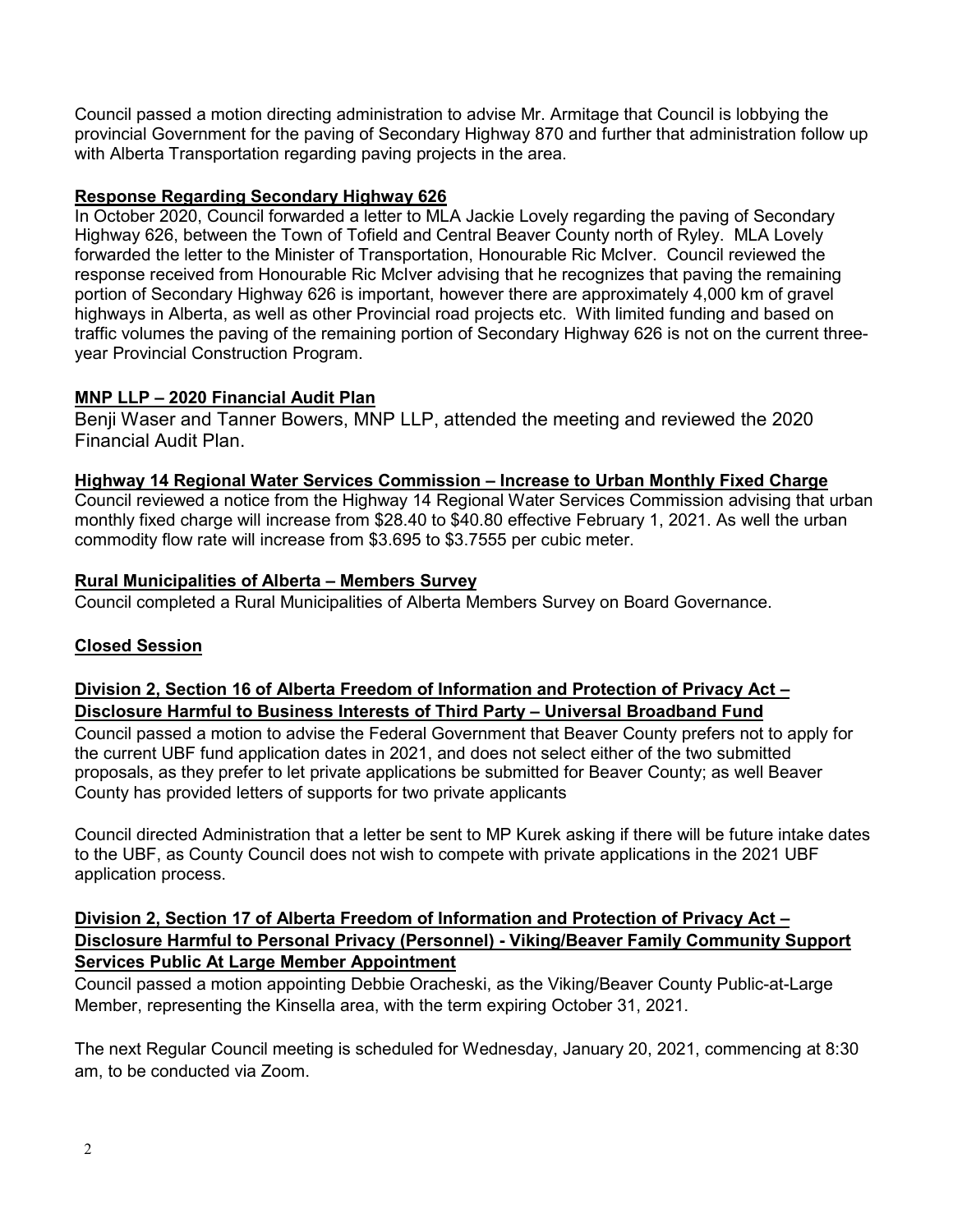Council passed a motion directing administration to advise Mr. Armitage that Council is lobbying the provincial Government for the paving of Secondary Highway 870 and further that administration follow up with Alberta Transportation regarding paving projects in the area.

**Response Regarding Secondary Highway 626**

In October 2020, Council forwarded a letter to MLA Jackie Lovely regarding the paving of Secondary Highway 626, between the Town of Tofield and Central Beaver County north of Ryley. MLA Lovely forwarded the letter to the Minister of Transportation, Honourable Ric McIver. Council reviewed the response received from Honourable Ric McIver advising that he recognizes that paving the remaining portion of Secondary Highway 626 is important, however there are approximately 4,000 km of gravel highways in Alberta, as well as other Provincial road projects etc. With limited funding and based on traffic volumes the paving of the remaining portion of Secondary Highway 626 is not on the current three-year Provincial Construction Program.

**MNP LLP – 2020 Financial Audit Plan**

Benji Waser and Tanner Bowers, MNP LLP, attended the meeting and reviewed the 2020 Financial Audit Plan.

**Highway 14 Regional Water Services Commission – Increase to Urban Monthly Fixed Charge**

Council reviewed a notice from the Highway 14 Regional Water Services Commission advising that urban monthly fixed charge will increase from $28.40 to $40.80 effective February 1, 2021. As well the urban commodity flow rate will increase from $3.695 to $3.7555 per cubic meter.

**Rural Municipalities of Alberta – Members Survey**

Council completed a Rural Municipalities of Alberta Members Survey on Board Governance.

**Closed Session**

**Division 2, Section 16 of Alberta Freedom of Information and Protection of Privacy Act – Disclosure Harmful to Business Interests of Third Party – Universal Broadband Fund**

Council passed a motion to advise the Federal Government that Beaver County prefers not to apply for the current UBF fund application dates in 2021, and does not select either of the two submitted proposals, as they prefer to let private applications be submitted for Beaver County; as well Beaver County has provided letters of supports for two private applicants

Council directed Administration that a letter be sent to MP Kurek asking if there will be future intake dates to the UBF, as County Council does not wish to compete with private applications in the 2021 UBF application process.

**Division 2, Section 17 of Alberta Freedom of Information and Protection of Privacy Act – Disclosure Harmful to Personal Privacy (Personnel) - Viking/Beaver Family Community Support Services Public At Large Member Appointment**

Council passed a motion appointing Debbie Oracheski, as the Viking/Beaver County Public-at-Large Member, representing the Kinsella area, with the term expiring October 31, 2021.

The next Regular Council meeting is scheduled for Wednesday, January 20, 2021, commencing at 8:30 am, to be conducted via Zoom.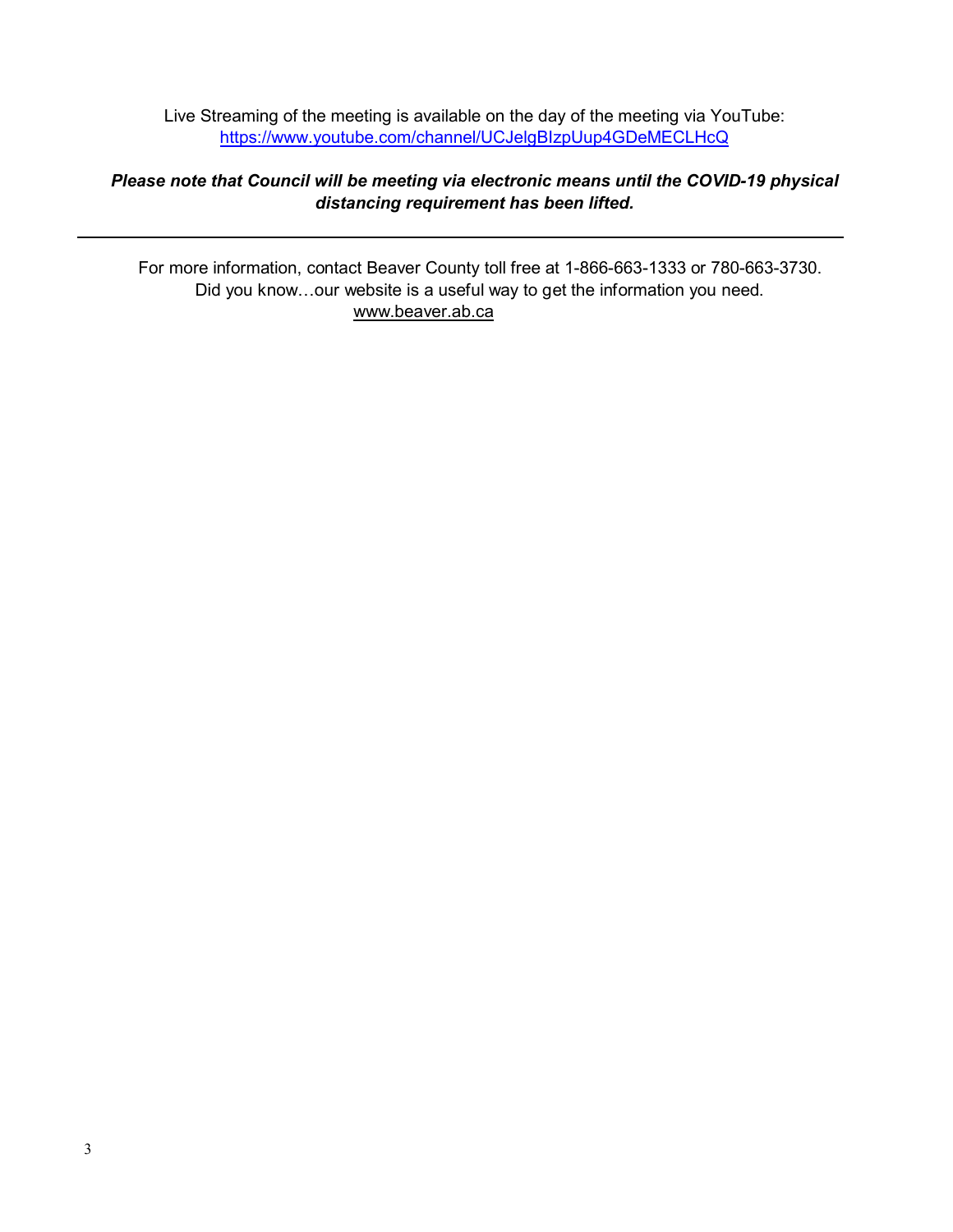Live Streaming of the meeting is available on the day of the meeting via YouTube:
https://www.youtube.com/channel/UCJelgBIzpUup4GDeMECLHcQ

***Please note that Council will be meeting via electronic means until the COVID-19 physical distancing requirement has been lifted.***

---

For more information, contact Beaver County toll free at 1-866-663-1333 or 780-663-3730.
Did you know…our website is a useful way to get the information you need.
www.beaver.ab.ca